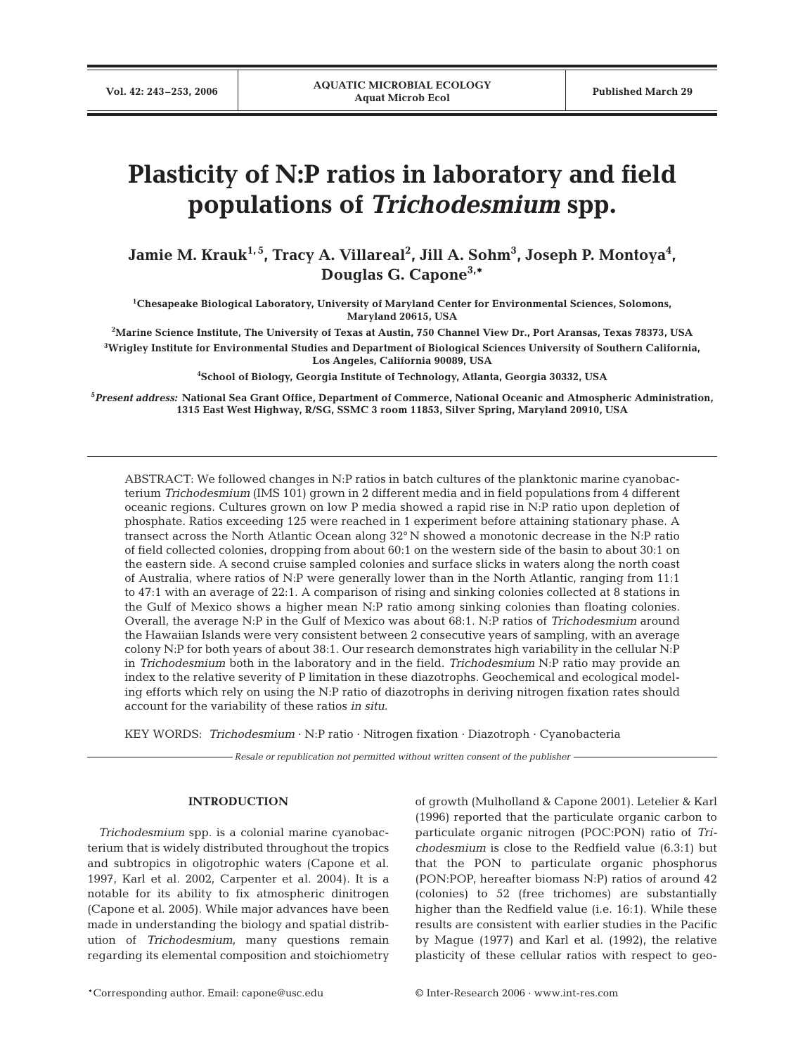# Plasticity of N:P ratios in laboratory and field populations of *Trichodesmium* spp.

**Jamie M. Krauk[1,5], Tracy A. Villareal[2], Jill A. Sohm[3], Joseph P. Montoya[4], Douglas G. Capone[3,*]**

[1]Chesapeake Biological Laboratory, University of Maryland Center for Environmental Sciences, Solomons, Maryland 20615, USA

[2]Marine Science Institute, The University of Texas at Austin, 750 Channel View Dr., Port Aransas, Texas 78373, USA

[3]Wrigley Institute for Environmental Studies and Department of Biological Sciences University of Southern California, Los Angeles, California 90089, USA

[4]School of Biology, Georgia Institute of Technology, Atlanta, Georgia 30332, USA

[5]*Present address:* National Sea Grant Office, Department of Commerce, National Oceanic and Atmospheric Administration, 1315 East West Highway, R/SG, SSMC 3 room 11853, Silver Spring, Maryland 20910, USA

ABSTRACT: We followed changes in N:P ratios in batch cultures of the planktonic marine cyanobacterium *Trichodesmium* (IMS 101) grown in 2 different media and in field populations from 4 different oceanic regions. Cultures grown on low P media showed a rapid rise in N:P ratio upon depletion of phosphate. Ratios exceeding 125 were reached in 1 experiment before attaining stationary phase. A transect across the North Atlantic Ocean along 32° N showed a monotonic decrease in the N:P ratio of field collected colonies, dropping from about 60:1 on the western side of the basin to about 30:1 on the eastern side. A second cruise sampled colonies and surface slicks in waters along the north coast of Australia, where ratios of N:P were generally lower than in the North Atlantic, ranging from 11:1 to 47:1 with an average of 22:1. A comparison of rising and sinking colonies collected at 8 stations in the Gulf of Mexico shows a higher mean N:P ratio among sinking colonies than floating colonies. Overall, the average N:P in the Gulf of Mexico was about 68:1. N:P ratios of *Trichodesmium* around the Hawaiian Islands were very consistent between 2 consecutive years of sampling, with an average colony N:P for both years of about 38:1. Our research demonstrates high variability in the cellular N:P in *Trichodesmium* both in the laboratory and in the field. *Trichodesmium* N:P ratio may provide an index to the relative severity of P limitation in these diazotrophs. Geochemical and ecological modeling efforts which rely on using the N:P ratio of diazotrophs in deriving nitrogen fixation rates should account for the variability of these ratios *in situ*.

KEY WORDS: *Trichodesmium* · N:P ratio · Nitrogen fixation · Diazotroph · Cyanobacteria

*Resale or republication not permitted without written consent of the publisher*

## INTRODUCTION

*Trichodesmium* spp. is a colonial marine cyanobacterium that is widely distributed throughout the tropics and subtropics in oligotrophic waters (Capone et al. 1997, Karl et al. 2002, Carpenter et al. 2004). It is a notable for its ability to fix atmospheric dinitrogen (Capone et al. 2005). While major advances have been made in understanding the biology and spatial distribution of *Trichodesmium*, many questions remain regarding its elemental composition and stoichiometry of growth (Mulholland & Capone 2001). Letelier & Karl (1996) reported that the particulate organic carbon to particulate organic nitrogen (POC:PON) ratio of *Trichodesmium* is close to the Redfield value (6.3:1) but that the PON to particulate organic phosphorus (PON:POP, hereafter biomass N:P) ratios of around 42 (colonies) to 52 (free trichomes) are substantially higher than the Redfield value (i.e. 16:1). While these results are consistent with earlier studies in the Pacific by Mague (1977) and Karl et al. (1992), the relative plasticity of these cellular ratios with respect to geo-

*Corresponding author. Email: capone@usc.edu

© Inter-Research 2006 · www.int-res.com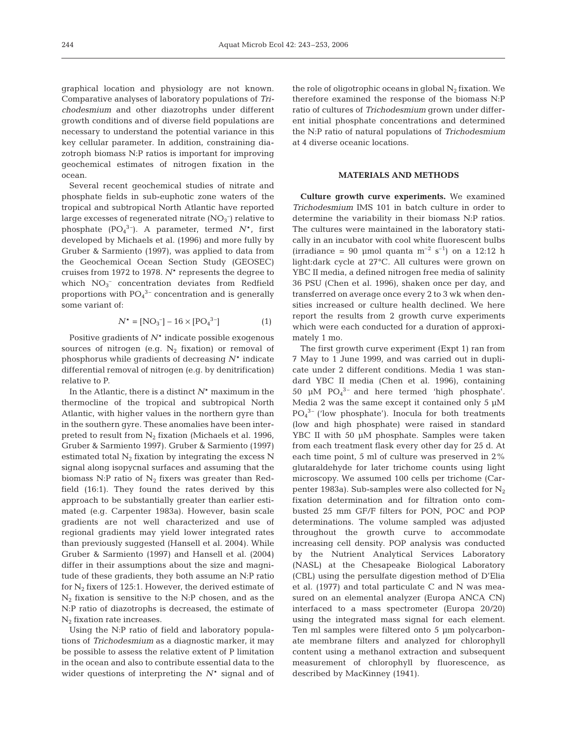graphical location and physiology are not known. Comparative analyses of laboratory populations of *Trichodesmium* and other diazotrophs under different growth conditions and of diverse field populations are necessary to understand the potential variance in this key cellular parameter. In addition, constraining diazotroph biomass N:P ratios is important for improving geochemical estimates of nitrogen fixation in the ocean.

Several recent geochemical studies of nitrate and phosphate fields in sub-euphotic zone waters of the tropical and subtropical North Atlantic have reported large excesses of regenerated nitrate ($NO_3^-$) relative to phosphate ($PO_4^{3-}$). A parameter, termed $N^*$, first developed by Michaels et al. (1996) and more fully by Gruber & Sarmiento (1997), was applied to data from the Geochemical Ocean Section Study (GEOSEC) cruises from 1972 to 1978. $N^*$ represents the degree to which $NO_3^-$ concentration deviates from Redfield proportions with $PO_4^{3-}$ concentration and is generally some variant of:

$$N^* = [NO_3^-] - 16 \times [PO_4^{3-}] \quad (1)$$

Positive gradients of $N^*$ indicate possible exogenous sources of nitrogen (e.g. $N_2$ fixation) or removal of phosphorus while gradients of decreasing $N^*$ indicate differential removal of nitrogen (e.g. by denitrification) relative to P.

In the Atlantic, there is a distinct $N^*$ maximum in the thermocline of the tropical and subtropical North Atlantic, with higher values in the northern gyre than in the southern gyre. These anomalies have been interpreted to result from $N_2$ fixation (Michaels et al. 1996, Gruber & Sarmiento 1997). Gruber & Sarmiento (1997) estimated total $N_2$ fixation by integrating the excess N signal along isopycnal surfaces and assuming that the biomass N:P ratio of $N_2$ fixers was greater than Redfield (16:1). They found the rates derived by this approach to be substantially greater than earlier estimated (e.g. Carpenter 1983a). However, basin scale gradients are not well characterized and use of regional gradients may yield lower integrated rates than previously suggested (Hansell et al. 2004). While Gruber & Sarmiento (1997) and Hansell et al. (2004) differ in their assumptions about the size and magnitude of these gradients, they both assume an N:P ratio for $N_2$ fixers of 125:1. However, the derived estimate of $N_2$ fixation is sensitive to the N:P chosen, and as the N:P ratio of diazotrophs is decreased, the estimate of $N_2$ fixation rate increases.

Using the N:P ratio of field and laboratory populations of *Trichodesmium* as a diagnostic marker, it may be possible to assess the relative extent of P limitation in the ocean and also to contribute essential data to the wider questions of interpreting the $N^*$ signal and of the role of oligotrophic oceans in global $N_2$ fixation. We therefore examined the response of the biomass N:P ratio of cultures of *Trichodesmium* grown under different initial phosphate concentrations and determined the N:P ratio of natural populations of *Trichodesmium* at 4 diverse oceanic locations.

## MATERIALS AND METHODS

**Culture growth curve experiments.** We examined *Trichodesmium* IMS 101 in batch culture in order to determine the variability in their biomass N:P ratios. The cultures were maintained in the laboratory statically in an incubator with cool white fluorescent bulbs (irradiance = 90 µmol quanta $m^{-2}$ $s^{-1}$) on a 12:12 h light:dark cycle at 27°C. All cultures were grown on YBC II media, a defined nitrogen free media of salinity 36 PSU (Chen et al. 1996), shaken once per day, and transferred on average once every 2 to 3 wk when densities increased or culture health declined. We here report the results from 2 growth curve experiments which were each conducted for a duration of approximately 1 mo.

The first growth curve experiment (Expt 1) ran from 7 May to 1 June 1999, and was carried out in duplicate under 2 different conditions. Media 1 was standard YBC II media (Chen et al. 1996), containing 50 µM $PO_4^{3-}$ and here termed 'high phosphate'. Media 2 was the same except it contained only 5 µM $PO_4^{3-}$ ('low phosphate'). Inocula for both treatments (low and high phosphate) were raised in standard YBC II with 50 µM phosphate. Samples were taken from each treatment flask every other day for 25 d. At each time point, 5 ml of culture was preserved in 2% glutaraldehyde for later trichome counts using light microscopy. We assumed 100 cells per trichome (Carpenter 1983a). Sub-samples were also collected for $N_2$ fixation determination and for filtration onto combusted 25 mm GF/F filters for PON, POC and POP determinations. The volume sampled was adjusted throughout the growth curve to accommodate increasing cell density. POP analysis was conducted by the Nutrient Analytical Services Laboratory (NASL) at the Chesapeake Biological Laboratory (CBL) using the persulfate digestion method of D'Elia et al. (1977) and total particulate C and N was measured on an elemental analyzer (Europa ANCA CN) interfaced to a mass spectrometer (Europa 20/20) using the integrated mass signal for each element. Ten ml samples were filtered onto 5 µm polycarbonate membrane filters and analyzed for chlorophyll content using a methanol extraction and subsequent measurement of chlorophyll by fluorescence, as described by MacKinney (1941).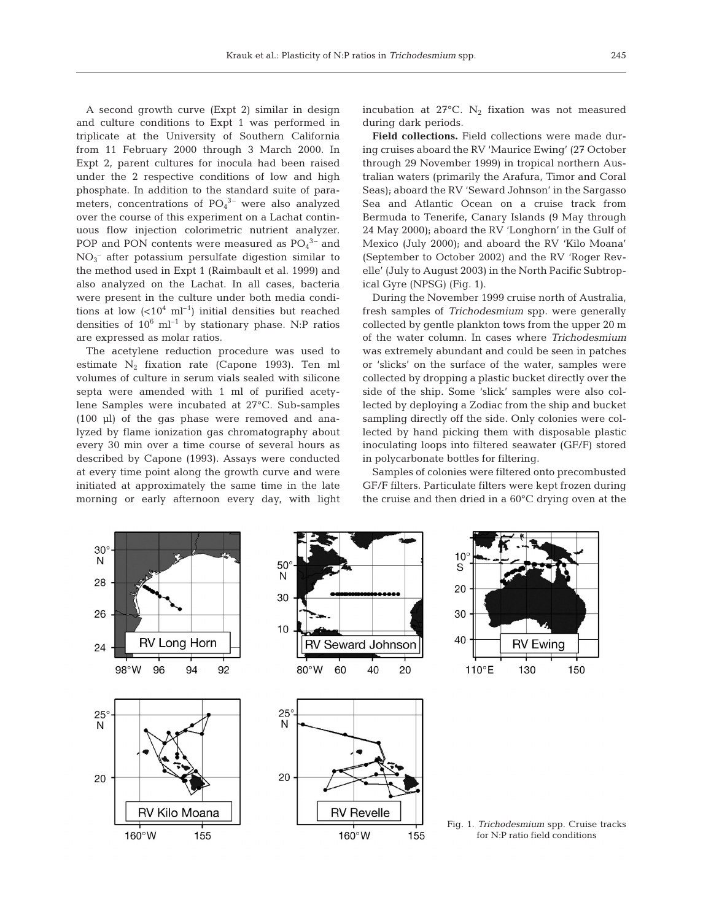A second growth curve (Expt 2) similar in design and culture conditions to Expt 1 was performed in triplicate at the University of Southern California from 11 February 2000 through 3 March 2000. In Expt 2, parent cultures for inocula had been raised under the 2 respective conditions of low and high phosphate. In addition to the standard suite of parameters, concentrations of $PO_4^{3-}$ were also analyzed over the course of this experiment on a Lachat continuous flow injection colorimetric nutrient analyzer. POP and PON contents were measured as $PO_4^{3-}$ and $NO_3^-$ after potassium persulfate digestion similar to the method used in Expt 1 (Raimbault et al. 1999) and also analyzed on the Lachat. In all cases, bacteria were present in the culture under both media conditions at low ($<10^4$ ml$^{-1}$) initial densities but reached densities of $10^6$ ml$^{-1}$ by stationary phase. N:P ratios are expressed as molar ratios.

The acetylene reduction procedure was used to estimate $N_2$ fixation rate (Capone 1993). Ten ml volumes of culture in serum vials sealed with silicone septa were amended with 1 ml of purified acetylene Samples were incubated at 27°C. Sub-samples (100 µl) of the gas phase were removed and analyzed by flame ionization gas chromatography about every 30 min over a time course of several hours as described by Capone (1993). Assays were conducted at every time point along the growth curve and were initiated at approximately the same time in the late morning or early afternoon every day, with light incubation at 27°C. $N_2$ fixation was not measured during dark periods.

**Field collections.** Field collections were made during cruises aboard the RV 'Maurice Ewing' (27 October through 29 November 1999) in tropical northern Australian waters (primarily the Arafura, Timor and Coral Seas); aboard the RV 'Seward Johnson' in the Sargasso Sea and Atlantic Ocean on a cruise track from Bermuda to Tenerife, Canary Islands (9 May through 24 May 2000); aboard the RV 'Longhorn' in the Gulf of Mexico (July 2000); and aboard the RV 'Kilo Moana' (September to October 2002) and the RV 'Roger Revelle' (July to August 2003) in the North Pacific Subtropical Gyre (NPSG) (Fig. 1).

During the November 1999 cruise north of Australia, fresh samples of *Trichodesmium* spp. were generally collected by gentle plankton tows from the upper 20 m of the water column. In cases where *Trichodesmium* was extremely abundant and could be seen in patches or 'slicks' on the surface of the water, samples were collected by dropping a plastic bucket directly over the side of the ship. Some 'slick' samples were also collected by deploying a Zodiac from the ship and bucket sampling directly off the side. Only colonies were collected by hand picking them with disposable plastic inoculating loops into filtered seawater (GF/F) stored in polycarbonate bottles for filtering.

Samples of colonies were filtered onto precombusted GF/F filters. Particulate filters were kept frozen during the cruise and then dried in a 60°C drying oven at the

Fig. 1. *Trichodesmium* spp. Cruise tracks for N:P ratio field conditions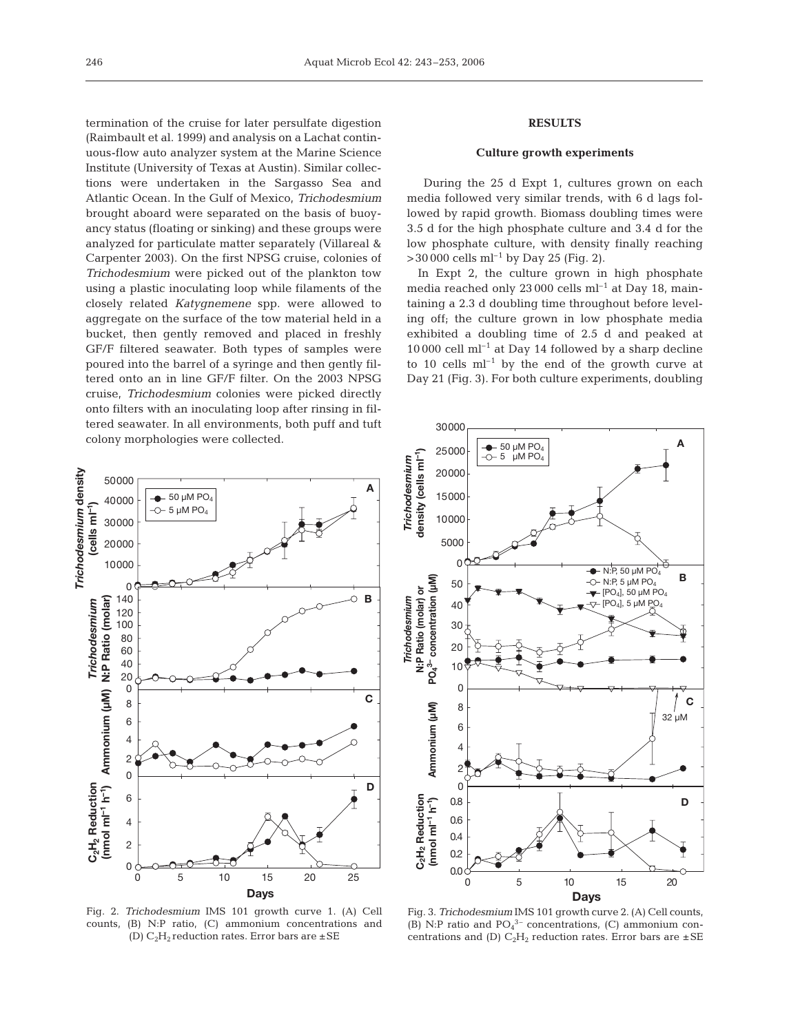termination of the cruise for later persulfate digestion (Raimbault et al. 1999) and analysis on a Lachat continuous-flow auto analyzer system at the Marine Science Institute (University of Texas at Austin). Similar collections were undertaken in the Sargasso Sea and Atlantic Ocean. In the Gulf of Mexico, *Trichodesmium* brought aboard were separated on the basis of buoyancy status (floating or sinking) and these groups were analyzed for particulate matter separately (Villareal & Carpenter 2003). On the first NPSG cruise, colonies of *Trichodesmium* were picked out of the plankton tow using a plastic inoculating loop while filaments of the closely related *Katygnemene* spp. were allowed to aggregate on the surface of the tow material held in a bucket, then gently removed and placed in freshly GF/F filtered seawater. Both types of samples were poured into the barrel of a syringe and then gently filtered onto an in line GF/F filter. On the 2003 NPSG cruise, *Trichodesmium* colonies were picked directly onto filters with an inoculating loop after rinsing in filtered seawater. In all environments, both puff and tuft colony morphologies were collected.

Fig. 2. *Trichodesmium* IMS 101 growth curve 1. (A) Cell counts, (B) N:P ratio, (C) ammonium concentrations and (D) $C_2H_2$ reduction rates. Error bars are ±SE

## RESULTS

### Culture growth experiments

During the 25 d Expt 1, cultures grown on each media followed very similar trends, with 6 d lags followed by rapid growth. Biomass doubling times were 3.5 d for the high phosphate culture and 3.4 d for the low phosphate culture, with density finally reaching >30 000 cells ml$^{-1}$ by Day 25 (Fig. 2).

In Expt 2, the culture grown in high phosphate media reached only 23 000 cells ml$^{-1}$ at Day 18, maintaining a 2.3 d doubling time throughout before leveling off; the culture grown in low phosphate media exhibited a doubling time of 2.5 d and peaked at 10 000 cell ml$^{-1}$ at Day 14 followed by a sharp decline to 10 cells ml$^{-1}$ by the end of the growth curve at Day 21 (Fig. 3). For both culture experiments, doubling

Fig. 3. *Trichodesmium* IMS 101 growth curve 2. (A) Cell counts, (B) N:P ratio and $PO_4^{3-}$ concentrations, (C) ammonium concentrations and (D) $C_2H_2$ reduction rates. Error bars are ±SE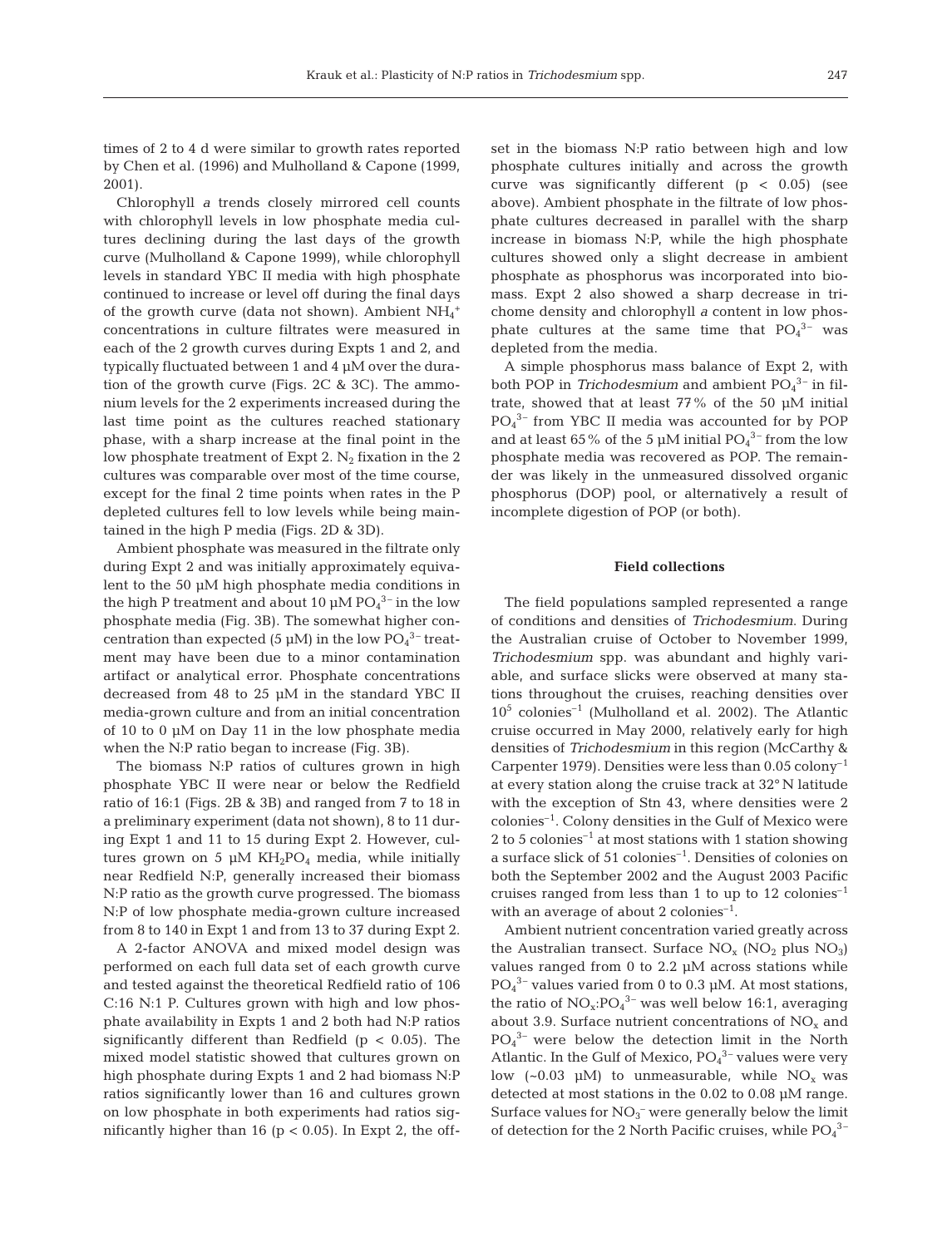times of 2 to 4 d were similar to growth rates reported by Chen et al. (1996) and Mulholland & Capone (1999, 2001).

Chlorophyll *a* trends closely mirrored cell counts with chlorophyll levels in low phosphate media cultures declining during the last days of the growth curve (Mulholland & Capone 1999), while chlorophyll levels in standard YBC II media with high phosphate continued to increase or level off during the final days of the growth curve (data not shown). Ambient $NH_4^+$ concentrations in culture filtrates were measured in each of the 2 growth curves during Expts 1 and 2, and typically fluctuated between 1 and 4 µM over the duration of the growth curve (Figs. 2C & 3C). The ammonium levels for the 2 experiments increased during the last time point as the cultures reached stationary phase, with a sharp increase at the final point in the low phosphate treatment of Expt 2. $N_2$ fixation in the 2 cultures was comparable over most of the time course, except for the final 2 time points when rates in the P depleted cultures fell to low levels while being maintained in the high P media (Figs. 2D & 3D).

Ambient phosphate was measured in the filtrate only during Expt 2 and was initially approximately equivalent to the 50 µM high phosphate media conditions in the high P treatment and about 10 µM $PO_4^{3-}$ in the low phosphate media (Fig. 3B). The somewhat higher concentration than expected (5 µM) in the low $PO_4^{3-}$ treatment may have been due to a minor contamination artifact or analytical error. Phosphate concentrations decreased from 48 to 25 µM in the standard YBC II media-grown culture and from an initial concentration of 10 to 0 µM on Day 11 in the low phosphate media when the N:P ratio began to increase (Fig. 3B).

The biomass N:P ratios of cultures grown in high phosphate YBC II were near or below the Redfield ratio of 16:1 (Figs. 2B & 3B) and ranged from 7 to 18 in a preliminary experiment (data not shown), 8 to 11 during Expt 1 and 11 to 15 during Expt 2. However, cultures grown on 5 µM $KH_2PO_4$ media, while initially near Redfield N:P, generally increased their biomass N:P ratio as the growth curve progressed. The biomass N:P of low phosphate media-grown culture increased from 8 to 140 in Expt 1 and from 13 to 37 during Expt 2.

A 2-factor ANOVA and mixed model design was performed on each full data set of each growth curve and tested against the theoretical Redfield ratio of 106 C:16 N:1 P. Cultures grown with high and low phosphate availability in Expts 1 and 2 both had N:P ratios significantly different than Redfield ($p < 0.05$). The mixed model statistic showed that cultures grown on high phosphate during Expts 1 and 2 had biomass N:P ratios significantly lower than 16 and cultures grown on low phosphate in both experiments had ratios significantly higher than 16 ($p < 0.05$). In Expt 2, the offset in the biomass N:P ratio between high and low phosphate cultures initially and across the growth curve was significantly different ($p < 0.05$) (see above). Ambient phosphate in the filtrate of low phosphate cultures decreased in parallel with the sharp increase in biomass N:P, while the high phosphate cultures showed only a slight decrease in ambient phosphate as phosphorus was incorporated into biomass. Expt 2 also showed a sharp decrease in trichome density and chlorophyll *a* content in low phosphate cultures at the same time that $PO_4^{3-}$ was depleted from the media.

A simple phosphorus mass balance of Expt 2, with both POP in *Trichodesmium* and ambient $PO_4^{3-}$ in filtrate, showed that at least 77% of the 50 µM initial $PO_4^{3-}$ from YBC II media was accounted for by POP and at least 65% of the 5 µM initial $PO_4^{3-}$ from the low phosphate media was recovered as POP. The remainder was likely in the unmeasured dissolved organic phosphorus (DOP) pool, or alternatively a result of incomplete digestion of POP (or both).

### Field collections

The field populations sampled represented a range of conditions and densities of *Trichodesmium*. During the Australian cruise of October to November 1999, *Trichodesmium* spp. was abundant and highly variable, and surface slicks were observed at many stations throughout the cruises, reaching densities over $10^5$ colonies$^{-1}$ (Mulholland et al. 2002). The Atlantic cruise occurred in May 2000, relatively early for high densities of *Trichodesmium* in this region (McCarthy & Carpenter 1979). Densities were less than 0.05 colony$^{-1}$ at every station along the cruise track at 32° N latitude with the exception of Stn 43, where densities were 2 colonies$^{-1}$. Colony densities in the Gulf of Mexico were 2 to 5 colonies$^{-1}$ at most stations with 1 station showing a surface slick of 51 colonies$^{-1}$. Densities of colonies on both the September 2002 and the August 2003 Pacific cruises ranged from less than 1 to up to 12 colonies$^{-1}$ with an average of about 2 colonies$^{-1}$.

Ambient nutrient concentration varied greatly across the Australian transect. Surface $NO_x$ ($NO_2$ plus $NO_3$) values ranged from 0 to 2.2 µM across stations while $PO_4^{3-}$ values varied from 0 to 0.3 µM. At most stations, the ratio of $NO_x$:$PO_4^{3-}$ was well below 16:1, averaging about 3.9. Surface nutrient concentrations of $NO_x$ and $PO_4^{3-}$ were below the detection limit in the North Atlantic. In the Gulf of Mexico, $PO_4^{3-}$ values were very low (~0.03 µM) to unmeasurable, while $NO_x$ was detected at most stations in the 0.02 to 0.08 µM range. Surface values for $NO_3^-$ were generally below the limit of detection for the 2 North Pacific cruises, while $PO_4^{3-}$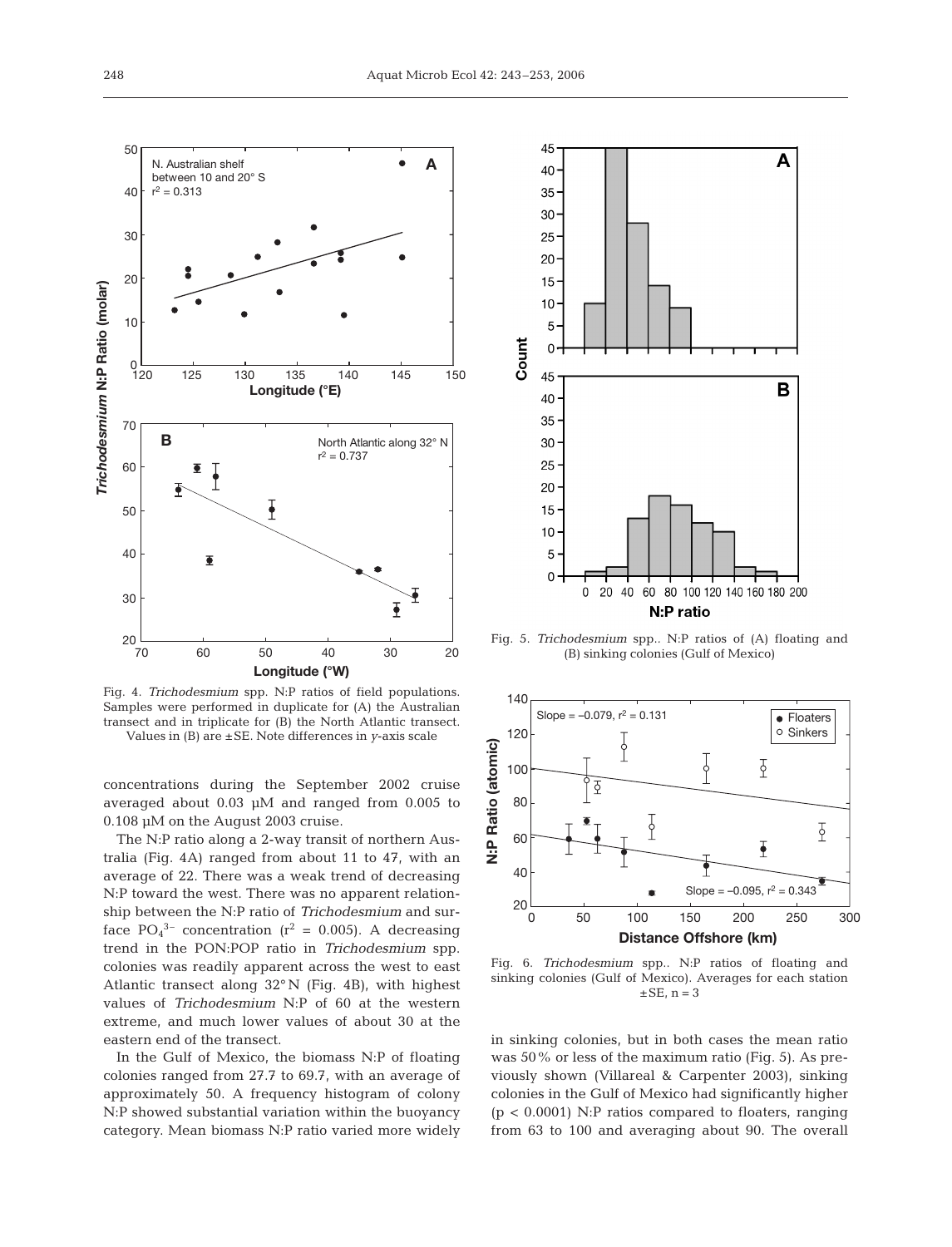Fig. 4. *Trichodesmium* spp. N:P ratios of field populations. Samples were performed in duplicate for (A) the Australian transect and in triplicate for (B) the North Atlantic transect. Values in (B) are ±SE. Note differences in *y*-axis scale

Fig. 5. *Trichodesmium* spp.. N:P ratios of (A) floating and (B) sinking colonies (Gulf of Mexico)

Fig. 6. *Trichodesmium* spp.. N:P ratios of floating and sinking colonies (Gulf of Mexico). Averages for each station ±SE, n = 3

concentrations during the September 2002 cruise averaged about 0.03 µM and ranged from 0.005 to 0.108 µM on the August 2003 cruise.

The N:P ratio along a 2-way transit of northern Australia (Fig. 4A) ranged from about 11 to 47, with an average of 22. There was a weak trend of decreasing N:P toward the west. There was no apparent relationship between the N:P ratio of *Trichodesmium* and surface $PO_4^{3-}$ concentration ($r^2 = 0.005$). A decreasing trend in the PON:POP ratio in *Trichodesmium* spp. colonies was readily apparent across the west to east Atlantic transect along 32° N (Fig. 4B), with highest values of *Trichodesmium* N:P of 60 at the western extreme, and much lower values of about 30 at the eastern end of the transect.

In the Gulf of Mexico, the biomass N:P of floating colonies ranged from 27.7 to 69.7, with an average of approximately 50. A frequency histogram of colony N:P showed substantial variation within the buoyancy category. Mean biomass N:P ratio varied more widely in sinking colonies, but in both cases the mean ratio was 50% or less of the maximum ratio (Fig. 5). As previously shown (Villareal & Carpenter 2003), sinking colonies in the Gulf of Mexico had significantly higher ($p < 0.0001$) N:P ratios compared to floaters, ranging from 63 to 100 and averaging about 90. The overall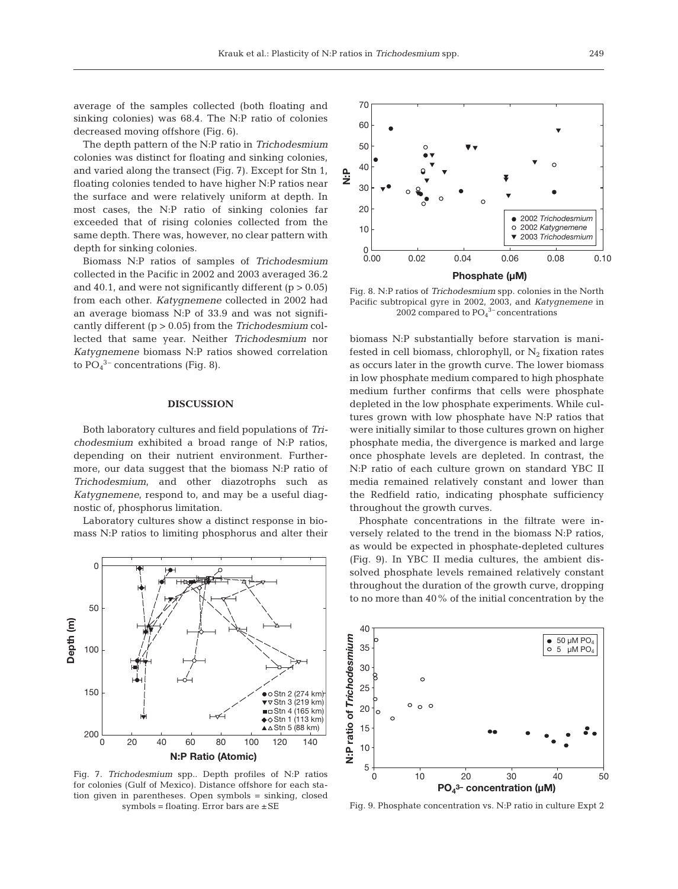average of the samples collected (both floating and sinking colonies) was 68.4. The N:P ratio of colonies decreased moving offshore (Fig. 6).

The depth pattern of the N:P ratio in *Trichodesmium* colonies was distinct for floating and sinking colonies, and varied along the transect (Fig. 7). Except for Stn 1, floating colonies tended to have higher N:P ratios near the surface and were relatively uniform at depth. In most cases, the N:P ratio of sinking colonies far exceeded that of rising colonies collected from the same depth. There was, however, no clear pattern with depth for sinking colonies.

Biomass N:P ratios of samples of *Trichodesmium* collected in the Pacific in 2002 and 2003 averaged 36.2 and 40.1, and were not significantly different ($p > 0.05$) from each other. *Katygnemene* collected in 2002 had an average biomass N:P of 33.9 and was not significantly different ($p > 0.05$) from the *Trichodesmium* collected that same year. Neither *Trichodesmium* nor *Katygnemene* biomass N:P ratios showed correlation to $PO_4^{3-}$ concentrations (Fig. 8).

## DISCUSSION

Both laboratory cultures and field populations of *Trichodesmium* exhibited a broad range of N:P ratios, depending on their nutrient environment. Furthermore, our data suggest that the biomass N:P ratio of *Trichodesmium*, and other diazotrophs such as *Katygnemene*, respond to, and may be a useful diagnostic of, phosphorus limitation.

Laboratory cultures show a distinct response in biomass N:P ratios to limiting phosphorus and alter their biomass N:P substantially before starvation is manifested in cell biomass, chlorophyll, or $N_2$ fixation rates as occurs later in the growth curve. The lower biomass in low phosphate medium compared to high phosphate medium further confirms that cells were phosphate depleted in the low phosphate experiments. While cultures grown with low phosphate have N:P ratios that were initially similar to those cultures grown on higher phosphate media, the divergence is marked and large once phosphate levels are depleted. In contrast, the N:P ratio of each culture grown on standard YBC II media remained relatively constant and lower than the Redfield ratio, indicating phosphate sufficiency throughout the growth curves.

Phosphate concentrations in the filtrate were inversely related to the trend in the biomass N:P ratios, as would be expected in phosphate-depleted cultures (Fig. 9). In YBC II media cultures, the ambient dissolved phosphate levels remained relatively constant throughout the duration of the growth curve, dropping to no more than 40% of the initial concentration by the

Fig. 7. *Trichodesmium* spp.. Depth profiles of N:P ratios for colonies (Gulf of Mexico). Distance offshore for each station given in parentheses. Open symbols = sinking, closed symbols = floating. Error bars are ±SE

Fig. 8. N:P ratios of *Trichodesmium* spp. colonies in the North Pacific subtropical gyre in 2002, 2003, and *Katygnemene* in 2002 compared to $PO_4^{3-}$ concentrations

Fig. 9. Phosphate concentration vs. N:P ratio in culture Expt 2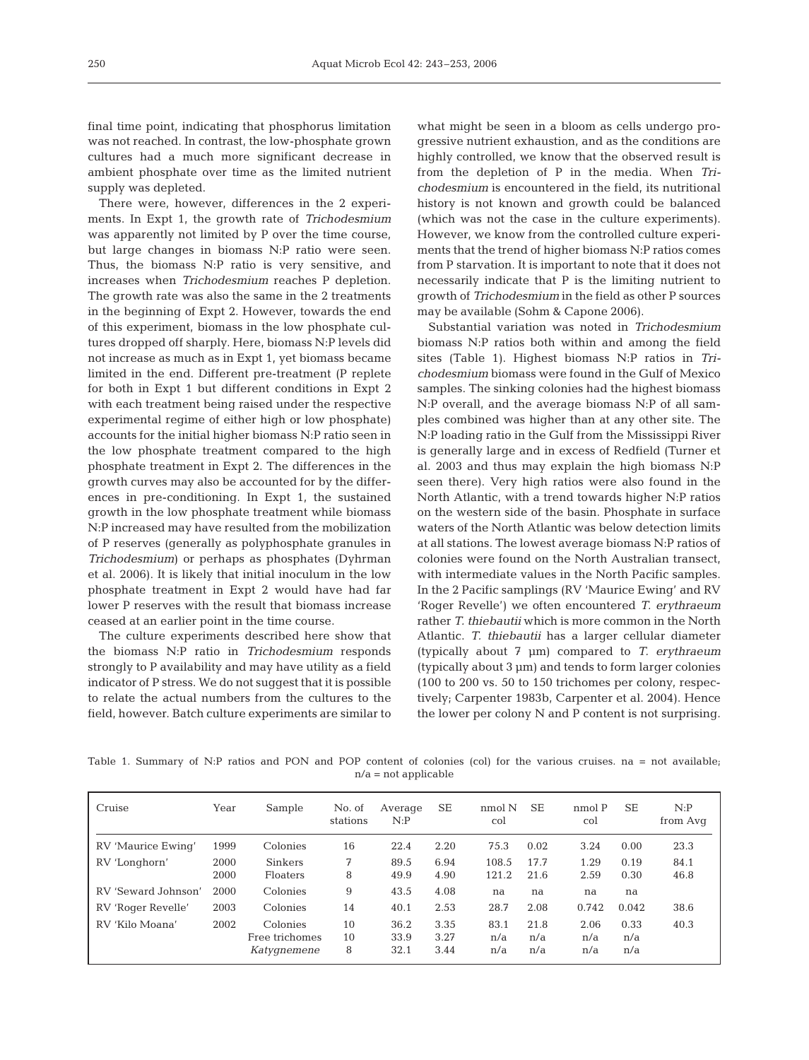final time point, indicating that phosphorus limitation was not reached. In contrast, the low-phosphate grown cultures had a much more significant decrease in ambient phosphate over time as the limited nutrient supply was depleted.

There were, however, differences in the 2 experiments. In Expt 1, the growth rate of *Trichodesmium* was apparently not limited by P over the time course, but large changes in biomass N:P ratio were seen. Thus, the biomass N:P ratio is very sensitive, and increases when *Trichodesmium* reaches P depletion. The growth rate was also the same in the 2 treatments in the beginning of Expt 2. However, towards the end of this experiment, biomass in the low phosphate cultures dropped off sharply. Here, biomass N:P levels did not increase as much as in Expt 1, yet biomass became limited in the end. Different pre-treatment (P replete for both in Expt 1 but different conditions in Expt 2 with each treatment being raised under the respective experimental regime of either high or low phosphate) accounts for the initial higher biomass N:P ratio seen in the low phosphate treatment compared to the high phosphate treatment in Expt 2. The differences in the growth curves may also be accounted for by the differences in pre-conditioning. In Expt 1, the sustained growth in the low phosphate treatment while biomass N:P increased may have resulted from the mobilization of P reserves (generally as polyphosphate granules in *Trichodesmium*) or perhaps as phosphates (Dyhrman et al. 2006). It is likely that initial inoculum in the low phosphate treatment in Expt 2 would have had far lower P reserves with the result that biomass increase ceased at an earlier point in the time course.

The culture experiments described here show that the biomass N:P ratio in *Trichodesmium* responds strongly to P availability and may have utility as a field indicator of P stress. We do not suggest that it is possible to relate the actual numbers from the cultures to the field, however. Batch culture experiments are similar to what might be seen in a bloom as cells undergo progressive nutrient exhaustion, and as the conditions are highly controlled, we know that the observed result is from the depletion of P in the media. When *Trichodesmium* is encountered in the field, its nutritional history is not known and growth could be balanced (which was not the case in the culture experiments). However, we know from the controlled culture experiments that the trend of higher biomass N:P ratios comes from P starvation. It is important to note that it does not necessarily indicate that P is the limiting nutrient to growth of *Trichodesmium* in the field as other P sources may be available (Sohm & Capone 2006).

Substantial variation was noted in *Trichodesmium* biomass N:P ratios both within and among the field sites (Table 1). Highest biomass N:P ratios in *Trichodesmium* biomass were found in the Gulf of Mexico samples. The sinking colonies had the highest biomass N:P overall, and the average biomass N:P of all samples combined was higher than at any other site. The N:P loading ratio in the Gulf from the Mississippi River is generally large and in excess of Redfield (Turner et al. 2003 and thus may explain the high biomass N:P seen there). Very high ratios were also found in the North Atlantic, with a trend towards higher N:P ratios on the western side of the basin. Phosphate in surface waters of the North Atlantic was below detection limits at all stations. The lowest average biomass N:P ratios of colonies were found on the North Australian transect, with intermediate values in the North Pacific samples. In the 2 Pacific samplings (RV 'Maurice Ewing' and RV 'Roger Revelle') we often encountered *T. erythraeum* rather *T. thiebautii* which is more common in the North Atlantic. *T. thiebautii* has a larger cellular diameter (typically about 7 µm) compared to *T. erythraeum* (typically about 3 µm) and tends to form larger colonies (100 to 200 vs. 50 to 150 trichomes per colony, respectively; Carpenter 1983b, Carpenter et al. 2004). Hence the lower per colony N and P content is not surprising.

Table 1. Summary of N:P ratios and PON and POP content of colonies (col) for the various cruises. na = not available; n/a = not applicable

| Cruise | Year | Sample | No. of stations | Average N:P | SE | nmol N col | SE | nmol P col | SE | N:P from Avg |
|---|---|---|---|---|---|---|---|---|---|---|
| RV 'Maurice Ewing' | 1999 | Colonies | 16 | 22.4 | 2.20 | 75.3 | 0.02 | 3.24 | 0.00 | 23.3 |
| RV 'Longhorn' | 2000 | Sinkers | 7 | 89.5 | 6.94 | 108.5 | 17.7 | 1.29 | 0.19 | 84.1 |
| | 2000 | Floaters | 8 | 49.9 | 4.90 | 121.2 | 21.6 | 2.59 | 0.30 | 46.8 |
| RV 'Seward Johnson' | 2000 | Colonies | 9 | 43.5 | 4.08 | na | na | na | na | |
| RV 'Roger Revelle' | 2003 | Colonies | 14 | 40.1 | 2.53 | 28.7 | 2.08 | 0.742 | 0.042 | 38.6 |
| RV 'Kilo Moana' | 2002 | Colonies | 10 | 36.2 | 3.35 | 83.1 | 21.8 | 2.06 | 0.33 | 40.3 |
| | | Free trichomes | 10 | 33.9 | 3.27 | n/a | n/a | n/a | n/a | |
| | | *Katygnemene* | 8 | 32.1 | 3.44 | n/a | n/a | n/a | n/a | |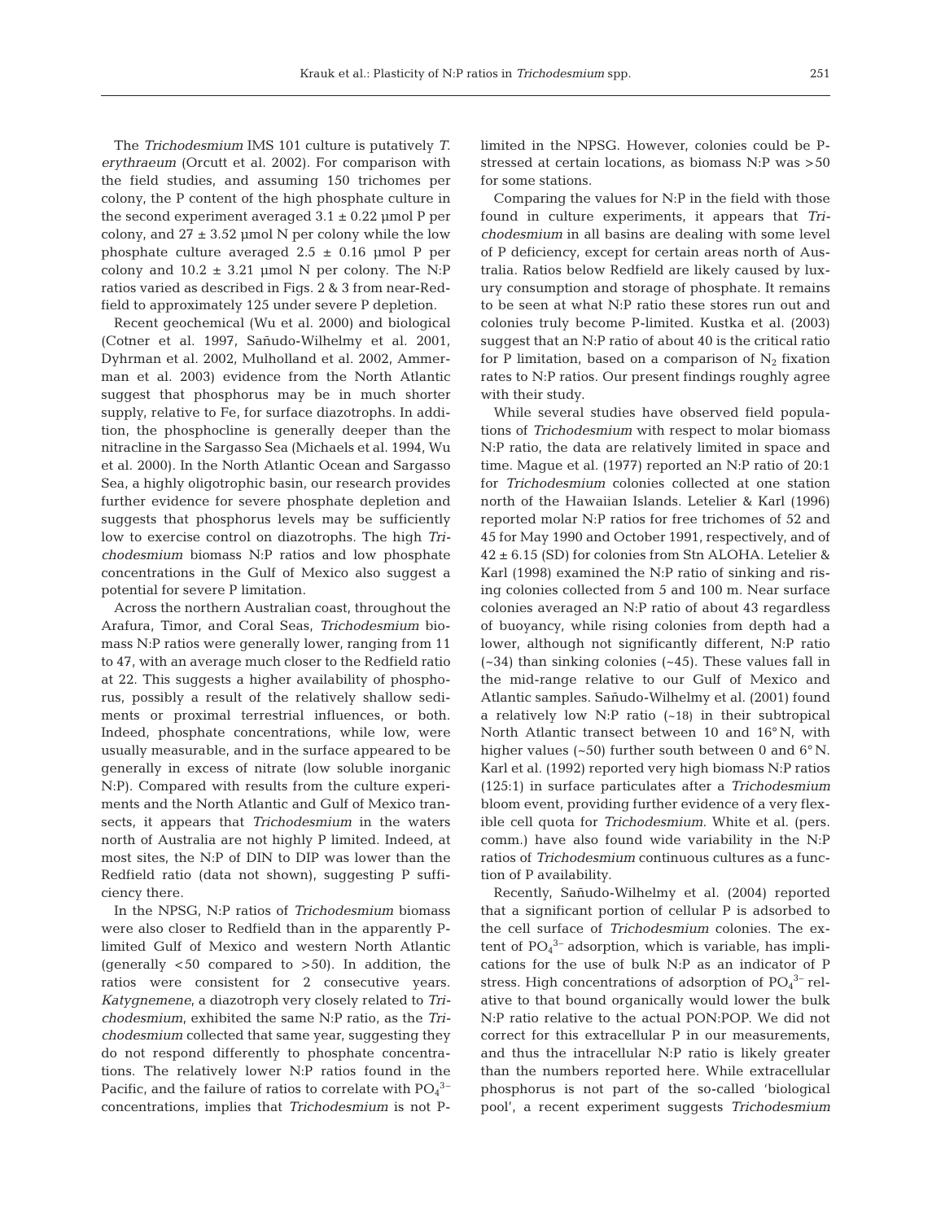The *Trichodesmium* IMS 101 culture is putatively *T. erythraeum* (Orcutt et al. 2002). For comparison with the field studies, and assuming 150 trichomes per colony, the P content of the high phosphate culture in the second experiment averaged 3.1 ± 0.22 µmol P per colony, and 27 ± 3.52 µmol N per colony while the low phosphate culture averaged 2.5 ± 0.16 µmol P per colony and 10.2 ± 3.21 µmol N per colony. The N:P ratios varied as described in Figs. 2 & 3 from near-Redfield to approximately 125 under severe P depletion.

Recent geochemical (Wu et al. 2000) and biological (Cotner et al. 1997, Sañudo-Wilhelmy et al. 2001, Dyhrman et al. 2002, Mulholland et al. 2002, Ammerman et al. 2003) evidence from the North Atlantic suggest that phosphorus may be in much shorter supply, relative to Fe, for surface diazotrophs. In addition, the phosphocline is generally deeper than the nitracline in the Sargasso Sea (Michaels et al. 1994, Wu et al. 2000). In the North Atlantic Ocean and Sargasso Sea, a highly oligotrophic basin, our research provides further evidence for severe phosphate depletion and suggests that phosphorus levels may be sufficiently low to exercise control on diazotrophs. The high *Trichodesmium* biomass N:P ratios and low phosphate concentrations in the Gulf of Mexico also suggest a potential for severe P limitation.

Across the northern Australian coast, throughout the Arafura, Timor, and Coral Seas, *Trichodesmium* biomass N:P ratios were generally lower, ranging from 11 to 47, with an average much closer to the Redfield ratio at 22. This suggests a higher availability of phosphorus, possibly a result of the relatively shallow sediments or proximal terrestrial influences, or both. Indeed, phosphate concentrations, while low, were usually measurable, and in the surface appeared to be generally in excess of nitrate (low soluble inorganic N:P). Compared with results from the culture experiments and the North Atlantic and Gulf of Mexico transects, it appears that *Trichodesmium* in the waters north of Australia are not highly P limited. Indeed, at most sites, the N:P of DIN to DIP was lower than the Redfield ratio (data not shown), suggesting P sufficiency there.

In the NPSG, N:P ratios of *Trichodesmium* biomass were also closer to Redfield than in the apparently P-limited Gulf of Mexico and western North Atlantic (generally <50 compared to >50). In addition, the ratios were consistent for 2 consecutive years. *Katygnemene*, a diazotroph very closely related to *Trichodesmium*, exhibited the same N:P ratio, as the *Trichodesmium* collected that same year, suggesting they do not respond differently to phosphate concentrations. The relatively lower N:P ratios found in the Pacific, and the failure of ratios to correlate with $PO_4^{3-}$ concentrations, implies that *Trichodesmium* is not P-limited in the NPSG. However, colonies could be P-stressed at certain locations, as biomass N:P was >50 for some stations.

Comparing the values for N:P in the field with those found in culture experiments, it appears that *Trichodesmium* in all basins are dealing with some level of P deficiency, except for certain areas north of Australia. Ratios below Redfield are likely caused by luxury consumption and storage of phosphate. It remains to be seen at what N:P ratio these stores run out and colonies truly become P-limited. Kustka et al. (2003) suggest that an N:P ratio of about 40 is the critical ratio for P limitation, based on a comparison of $N_2$ fixation rates to N:P ratios. Our present findings roughly agree with their study.

While several studies have observed field populations of *Trichodesmium* with respect to molar biomass N:P ratio, the data are relatively limited in space and time. Mague et al. (1977) reported an N:P ratio of 20:1 for *Trichodesmium* colonies collected at one station north of the Hawaiian Islands. Letelier & Karl (1996) reported molar N:P ratios for free trichomes of 52 and 45 for May 1990 and October 1991, respectively, and of 42 ± 6.15 (SD) for colonies from Stn ALOHA. Letelier & Karl (1998) examined the N:P ratio of sinking and rising colonies collected from 5 and 100 m. Near surface colonies averaged an N:P ratio of about 43 regardless of buoyancy, while rising colonies from depth had a lower, although not significantly different, N:P ratio (~34) than sinking colonies (~45). These values fall in the mid-range relative to our Gulf of Mexico and Atlantic samples. Sañudo-Wilhelmy et al. (2001) found a relatively low N:P ratio (~18) in their subtropical North Atlantic transect between 10 and 16° N, with higher values (~50) further south between 0 and 6° N. Karl et al. (1992) reported very high biomass N:P ratios (125:1) in surface particulates after a *Trichodesmium* bloom event, providing further evidence of a very flexible cell quota for *Trichodesmium*. White et al. (pers. comm.) have also found wide variability in the N:P ratios of *Trichodesmium* continuous cultures as a function of P availability.

Recently, Sañudo-Wilhelmy et al. (2004) reported that a significant portion of cellular P is adsorbed to the cell surface of *Trichodesmium* colonies. The extent of $PO_4^{3-}$ adsorption, which is variable, has implications for the use of bulk N:P as an indicator of P stress. High concentrations of adsorption of $PO_4^{3-}$ relative to that bound organically would lower the bulk N:P ratio relative to the actual PON:POP. We did not correct for this extracellular P in our measurements, and thus the intracellular N:P ratio is likely greater than the numbers reported here. While extracellular phosphorus is not part of the so-called 'biological pool', a recent experiment suggests *Trichodesmium*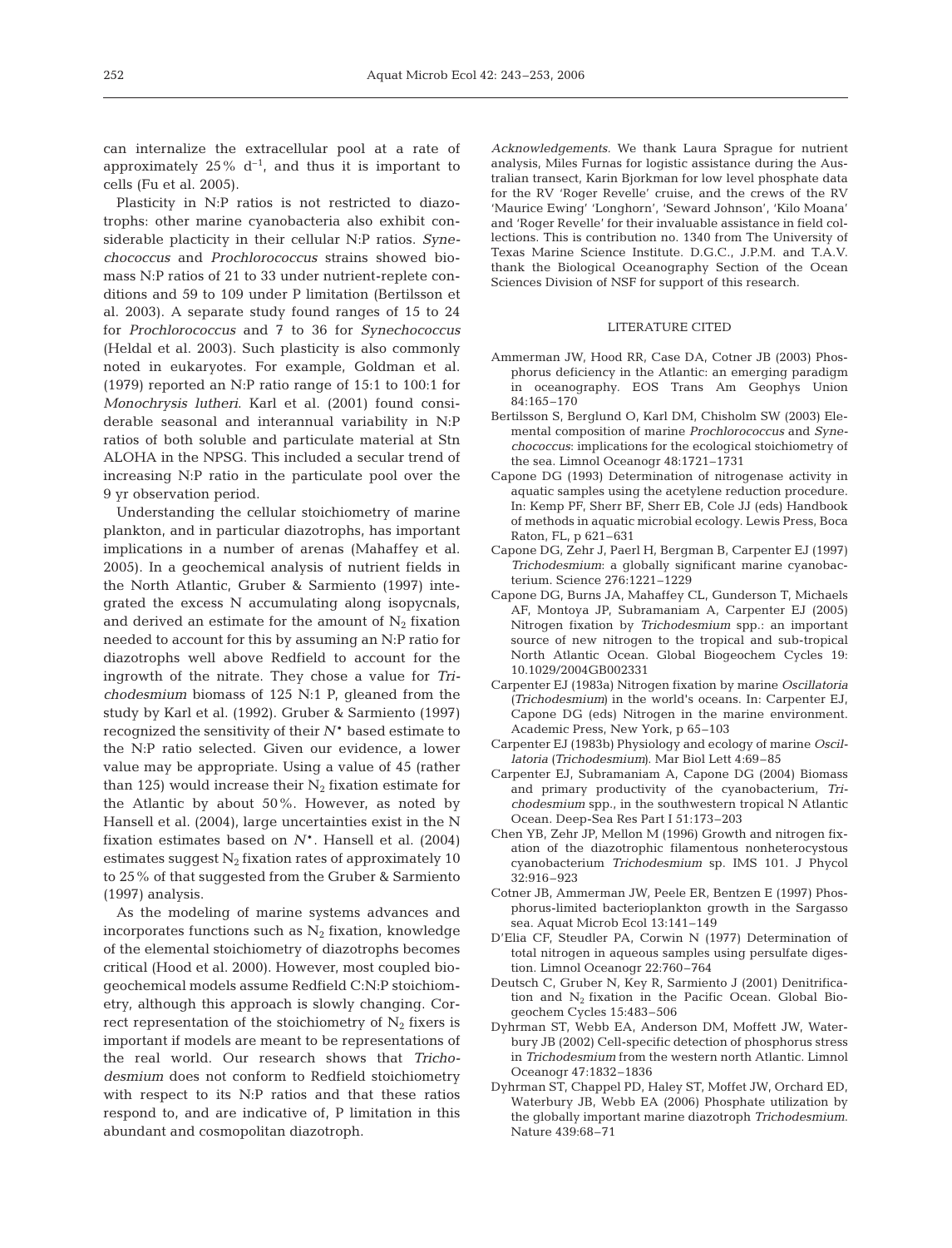can internalize the extracellular pool at a rate of approximately 25% $d^{-1}$, and thus it is important to cells (Fu et al. 2005).

Plasticity in N:P ratios is not restricted to diazotrophs: other marine cyanobacteria also exhibit considerable placticity in their cellular N:P ratios. *Synechococcus* and *Prochlorococcus* strains showed biomass N:P ratios of 21 to 33 under nutrient-replete conditions and 59 to 109 under P limitation (Bertilsson et al. 2003). A separate study found ranges of 15 to 24 for *Prochlorococcus* and 7 to 36 for *Synechococcus* (Heldal et al. 2003). Such plasticity is also commonly noted in eukaryotes. For example, Goldman et al. (1979) reported an N:P ratio range of 15:1 to 100:1 for *Monochrysis lutheri*. Karl et al. (2001) found considerable seasonal and interannual variability in N:P ratios of both soluble and particulate material at Stn ALOHA in the NPSG. This included a secular trend of increasing N:P ratio in the particulate pool over the 9 yr observation period.

Understanding the cellular stoichiometry of marine plankton, and in particular diazotrophs, has important implications in a number of arenas (Mahaffey et al. 2005). In a geochemical analysis of nutrient fields in the North Atlantic, Gruber & Sarmiento (1997) integrated the excess N accumulating along isopycnals, and derived an estimate for the amount of $N_2$ fixation needed to account for this by assuming an N:P ratio for diazotrophs well above Redfield to account for the ingrowth of the nitrate. They chose a value for *Trichodesmium* biomass of 125 N:1 P, gleaned from the study by Karl et al. (1992). Gruber & Sarmiento (1997) recognized the sensitivity of their $N^*$ based estimate to the N:P ratio selected. Given our evidence, a lower value may be appropriate. Using a value of 45 (rather than 125) would increase their $N_2$ fixation estimate for the Atlantic by about 50%. However, as noted by Hansell et al. (2004), large uncertainties exist in the N fixation estimates based on $N^*$. Hansell et al. (2004) estimates suggest $N_2$ fixation rates of approximately 10 to 25% of that suggested from the Gruber & Sarmiento (1997) analysis.

As the modeling of marine systems advances and incorporates functions such as $N_2$ fixation, knowledge of the elemental stoichiometry of diazotrophs becomes critical (Hood et al. 2000). However, most coupled biogeochemical models assume Redfield C:N:P stoichiometry, although this approach is slowly changing. Correct representation of the stoichiometry of $N_2$ fixers is important if models are meant to be representations of the real world. Our research shows that *Trichodesmium* does not conform to Redfield stoichiometry with respect to its N:P ratios and that these ratios respond to, and are indicative of, P limitation in this abundant and cosmopolitan diazotroph.

*Acknowledgements.* We thank Laura Sprague for nutrient analysis, Miles Furnas for logistic assistance during the Australian transect, Karin Bjorkman for low level phosphate data for the RV 'Roger Revelle' cruise, and the crews of the RV 'Maurice Ewing' 'Longhorn', 'Seward Johnson', 'Kilo Moana' and 'Roger Revelle' for their invaluable assistance in field collections. This is contribution no. 1340 from The University of Texas Marine Science Institute. D.G.C., J.P.M. and T.A.V. thank the Biological Oceanography Section of the Ocean Sciences Division of NSF for support of this research.

## LITERATURE CITED

Ammerman JW, Hood RR, Case DA, Cotner JB (2003) Phosphorus deficiency in the Atlantic: an emerging paradigm in oceanography. EOS Trans Am Geophys Union 84:165–170

Bertilsson S, Berglund O, Karl DM, Chisholm SW (2003) Elemental composition of marine *Prochlorococcus* and *Synechococcus*: implications for the ecological stoichiometry of the sea. Limnol Oceanogr 48:1721–1731

Capone DG (1993) Determination of nitrogenase activity in aquatic samples using the acetylene reduction procedure. In: Kemp PF, Sherr BF, Sherr EB, Cole JJ (eds) Handbook of methods in aquatic microbial ecology. Lewis Press, Boca Raton, FL, p 621–631

Capone DG, Zehr J, Paerl H, Bergman B, Carpenter EJ (1997) *Trichodesmium*: a globally significant marine cyanobacterium. Science 276:1221–1229

Capone DG, Burns JA, Mahaffey CL, Gunderson T, Michaels AF, Montoya JP, Subramaniam A, Carpenter EJ (2005) Nitrogen fixation by *Trichodesmium* spp.: an important source of new nitrogen to the tropical and sub-tropical North Atlantic Ocean. Global Biogeochem Cycles 19: 10.1029/2004GB002331

Carpenter EJ (1983a) Nitrogen fixation by marine *Oscillatoria* (*Trichodesmium*) in the world's oceans. In: Carpenter EJ, Capone DG (eds) Nitrogen in the marine environment. Academic Press, New York, p 65–103

Carpenter EJ (1983b) Physiology and ecology of marine *Oscillatoria* (*Trichodesmium*). Mar Biol Lett 4:69–85

Carpenter EJ, Subramaniam A, Capone DG (2004) Biomass and primary productivity of the cyanobacterium, *Trichodesmium* spp., in the southwestern tropical N Atlantic Ocean. Deep-Sea Res Part I 51:173–203

Chen YB, Zehr JP, Mellon M (1996) Growth and nitrogen fixation of the diazotrophic filamentous nonheterocystous cyanobacterium *Trichodesmium* sp. IMS 101. J Phycol 32:916–923

Cotner JB, Ammerman JW, Peele ER, Bentzen E (1997) Phosphorus-limited bacterioplankton growth in the Sargasso sea. Aquat Microb Ecol 13:141–149

D'Elia CF, Steudler PA, Corwin N (1977) Determination of total nitrogen in aqueous samples using persulfate digestion. Limnol Oceanogr 22:760–764

Deutsch C, Gruber N, Key R, Sarmiento J (2001) Denitrification and $N_2$ fixation in the Pacific Ocean. Global Biogeochem Cycles 15:483–506

Dyhrman ST, Webb EA, Anderson DM, Moffett JW, Waterbury JB (2002) Cell-specific detection of phosphorus stress in *Trichodesmium* from the western north Atlantic. Limnol Oceanogr 47:1832–1836

Dyhrman ST, Chappel PD, Haley ST, Moffet JW, Orchard ED, Waterbury JB, Webb EA (2006) Phosphate utilization by the globally important marine diazotroph *Trichodesmium*. Nature 439:68–71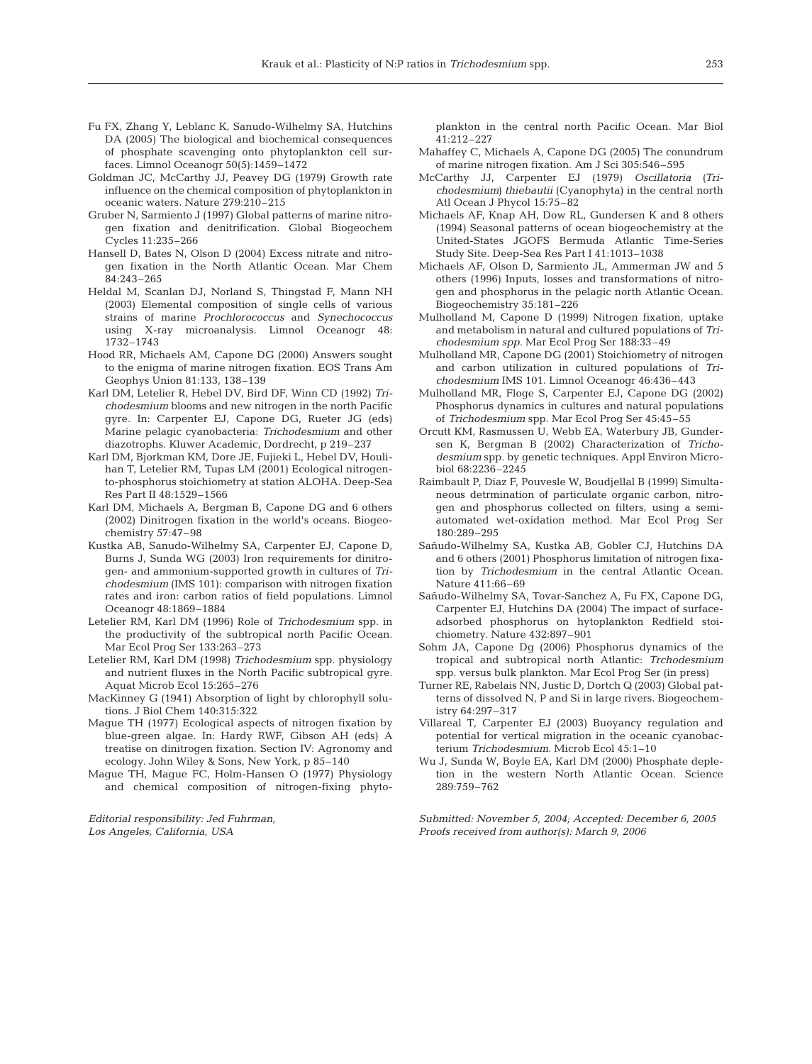Fu FX, Zhang Y, Leblanc K, Sanudo-Wilhelmy SA, Hutchins DA (2005) The biological and biochemical consequences of phosphate scavenging onto phytoplankton cell surfaces. Limnol Oceanogr 50(5):1459–1472

Goldman JC, McCarthy JJ, Peavey DG (1979) Growth rate influence on the chemical composition of phytoplankton in oceanic waters. Nature 279:210–215

Gruber N, Sarmiento J (1997) Global patterns of marine nitrogen fixation and denitrification. Global Biogeochem Cycles 11:235–266

Hansell D, Bates N, Olson D (2004) Excess nitrate and nitrogen fixation in the North Atlantic Ocean. Mar Chem 84:243–265

Heldal M, Scanlan DJ, Norland S, Thingstad F, Mann NH (2003) Elemental composition of single cells of various strains of marine *Prochlorococcus* and *Synechococcus* using X-ray microanalysis. Limnol Oceanogr 48: 1732–1743

Hood RR, Michaels AM, Capone DG (2000) Answers sought to the enigma of marine nitrogen fixation. EOS Trans Am Geophys Union 81:133, 138–139

Karl DM, Letelier R, Hebel DV, Bird DF, Winn CD (1992) *Trichodesmium* blooms and new nitrogen in the north Pacific gyre. In: Carpenter EJ, Capone DG, Rueter JG (eds) Marine pelagic cyanobacteria: *Trichodesmium* and other diazotrophs. Kluwer Academic, Dordrecht, p 219–237

Karl DM, Bjorkman KM, Dore JE, Fujieki L, Hebel DV, Houlihan T, Letelier RM, Tupas LM (2001) Ecological nitrogen-to-phosphorus stoichiometry at station ALOHA. Deep-Sea Res Part II 48:1529–1566

Karl DM, Michaels A, Bergman B, Capone DG and 6 others (2002) Dinitrogen fixation in the world's oceans. Biogeochemistry 57:47–98

Kustka AB, Sanudo-Wilhelmy SA, Carpenter EJ, Capone D, Burns J, Sunda WG (2003) Iron requirements for dinitrogen- and ammonium-supported growth in cultures of *Trichodesmium* (IMS 101): comparison with nitrogen fixation rates and iron: carbon ratios of field populations. Limnol Oceanogr 48:1869–1884

Letelier RM, Karl DM (1996) Role of *Trichodesmium* spp. in the productivity of the subtropical north Pacific Ocean. Mar Ecol Prog Ser 133:263–273

Letelier RM, Karl DM (1998) *Trichodesmium* spp. physiology and nutrient fluxes in the North Pacific subtropical gyre. Aquat Microb Ecol 15:265–276

MacKinney G (1941) Absorption of light by chlorophyll solutions. J Biol Chem 140:315:322

Mague TH (1977) Ecological aspects of nitrogen fixation by blue-green algae. In: Hardy RWF, Gibson AH (eds) A treatise on dinitrogen fixation. Section IV: Agronomy and ecology. John Wiley & Sons, New York, p 85–140

Mague TH, Mague FC, Holm-Hansen O (1977) Physiology and chemical composition of nitrogen-fixing phytoplankton in the central north Pacific Ocean. Mar Biol 41:212–227

Mahaffey C, Michaels A, Capone DG (2005) The conundrum of marine nitrogen fixation. Am J Sci 305:546–595

McCarthy JJ, Carpenter EJ (1979) *Oscillatoria* (*Trichodesmium*) *thiebautii* (Cyanophyta) in the central north Atl Ocean J Phycol 15:75–82

Michaels AF, Knap AH, Dow RL, Gundersen K and 8 others (1994) Seasonal patterns of ocean biogeochemistry at the United-States JGOFS Bermuda Atlantic Time-Series Study Site. Deep-Sea Res Part I 41:1013–1038

Michaels AF, Olson D, Sarmiento JL, Ammerman JW and 5 others (1996) Inputs, losses and transformations of nitrogen and phosphorus in the pelagic north Atlantic Ocean. Biogeochemistry 35:181–226

Mulholland M, Capone D (1999) Nitrogen fixation, uptake and metabolism in natural and cultured populations of *Trichodesmium spp.* Mar Ecol Prog Ser 188:33–49

Mulholland MR, Capone DG (2001) Stoichiometry of nitrogen and carbon utilization in cultured populations of *Trichodesmium* IMS 101. Limnol Oceanogr 46:436–443

Mulholland MR, Floge S, Carpenter EJ, Capone DG (2002) Phosphorus dynamics in cultures and natural populations of *Trichodesmium* spp. Mar Ecol Prog Ser 45:45–55

Orcutt KM, Rasmussen U, Webb EA, Waterbury JB, Gundersen K, Bergman B (2002) Characterization of *Trichodesmium* spp. by genetic techniques. Appl Environ Microbiol 68:2236–2245

Raimbault P, Diaz F, Pouvesle W, Boudjellal B (1999) Simultaneous detrmination of particulate organic carbon, nitrogen and phosphorus collected on filters, using a semi-automated wet-oxidation method. Mar Ecol Prog Ser 180:289–295

Sañudo-Wilhelmy SA, Kustka AB, Gobler CJ, Hutchins DA and 6 others (2001) Phosphorus limitation of nitrogen fixation by *Trichodesmium* in the central Atlantic Ocean. Nature 411:66–69

Sañudo-Wilhelmy SA, Tovar-Sanchez A, Fu FX, Capone DG, Carpenter EJ, Hutchins DA (2004) The impact of surface-adsorbed phosphorus on hytoplankton Redfield stoichiometry. Nature 432:897–901

Sohm JA, Capone Dg (2006) Phosphorus dynamics of the tropical and subtropical north Atlantic: *Trchodesmium* spp. versus bulk plankton. Mar Ecol Prog Ser (in press)

Turner RE, Rabelais NN, Justic D, Dortch Q (2003) Global patterns of dissolved N, P and Si in large rivers. Biogeochemistry 64:297–317

Villareal T, Carpenter EJ (2003) Buoyancy regulation and potential for vertical migration in the oceanic cyanobacterium *Trichodesmium*. Microb Ecol 45:1–10

Wu J, Sunda W, Boyle EA, Karl DM (2000) Phosphate depletion in the western North Atlantic Ocean. Science 289:759–762

*Editorial responsibility: Jed Fuhrman, Los Angeles, California, USA*

*Submitted: November 5, 2004; Accepted: December 6, 2005*
*Proofs received from author(s): March 9, 2006*